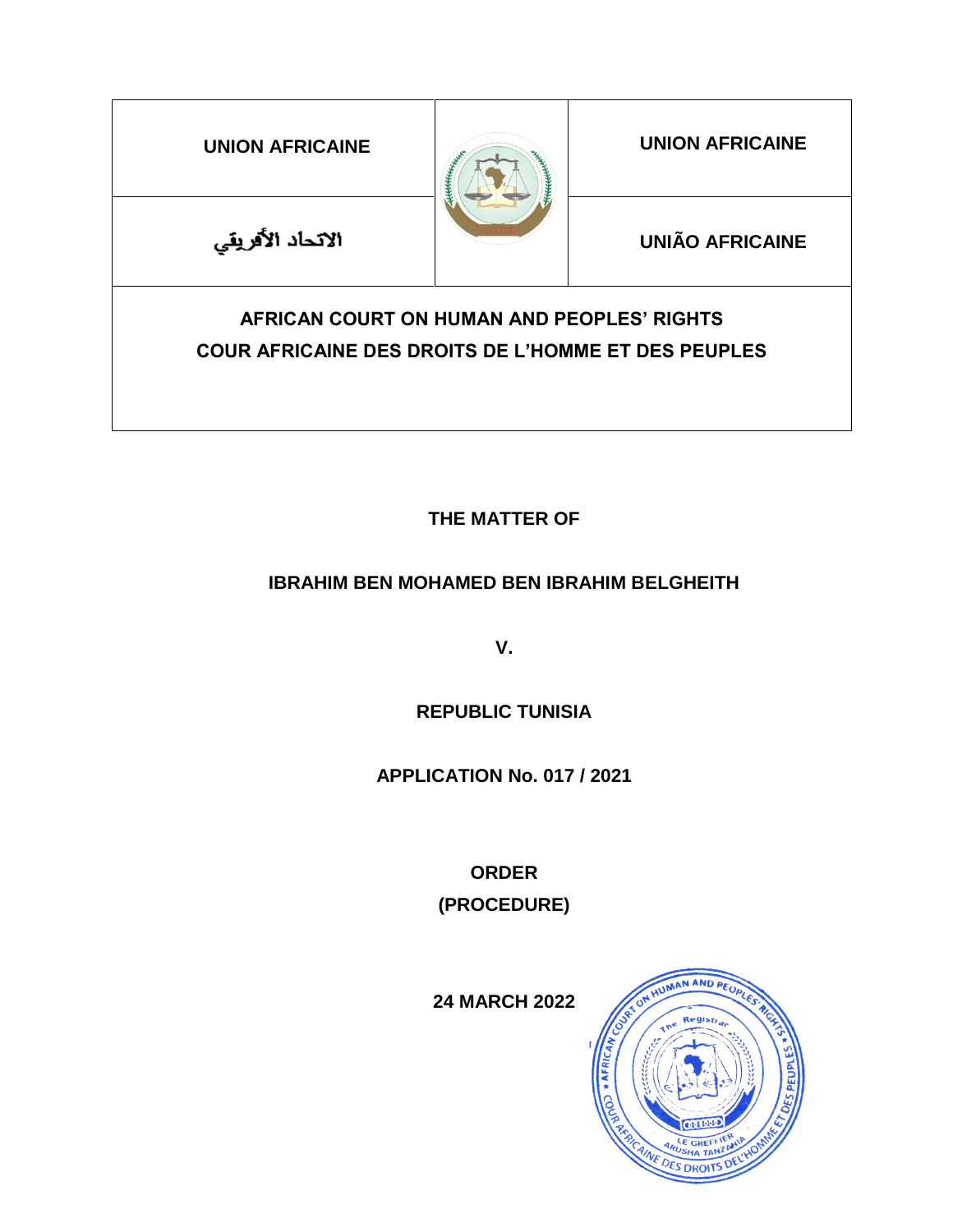| UNION AFRICAINE | | UNION AFRICAINE |
|---|---|---|
| الاتحاد الأفريقي | | UNIÃO AFRICAINE |

**AFRICAN COURT ON HUMAN AND PEOPLES' RIGHTS**

**COUR AFRICAINE DES DROITS DE L'HOMME ET DES PEUPLES**

**THE MATTER OF**

**IBRAHIM BEN MOHAMED BEN IBRAHIM BELGHEITH**

**V.**

**REPUBLIC TUNISIA**

**APPLICATION No. 017 / 2021**

**ORDER**

**(PROCEDURE)**

**24 MARCH 2022**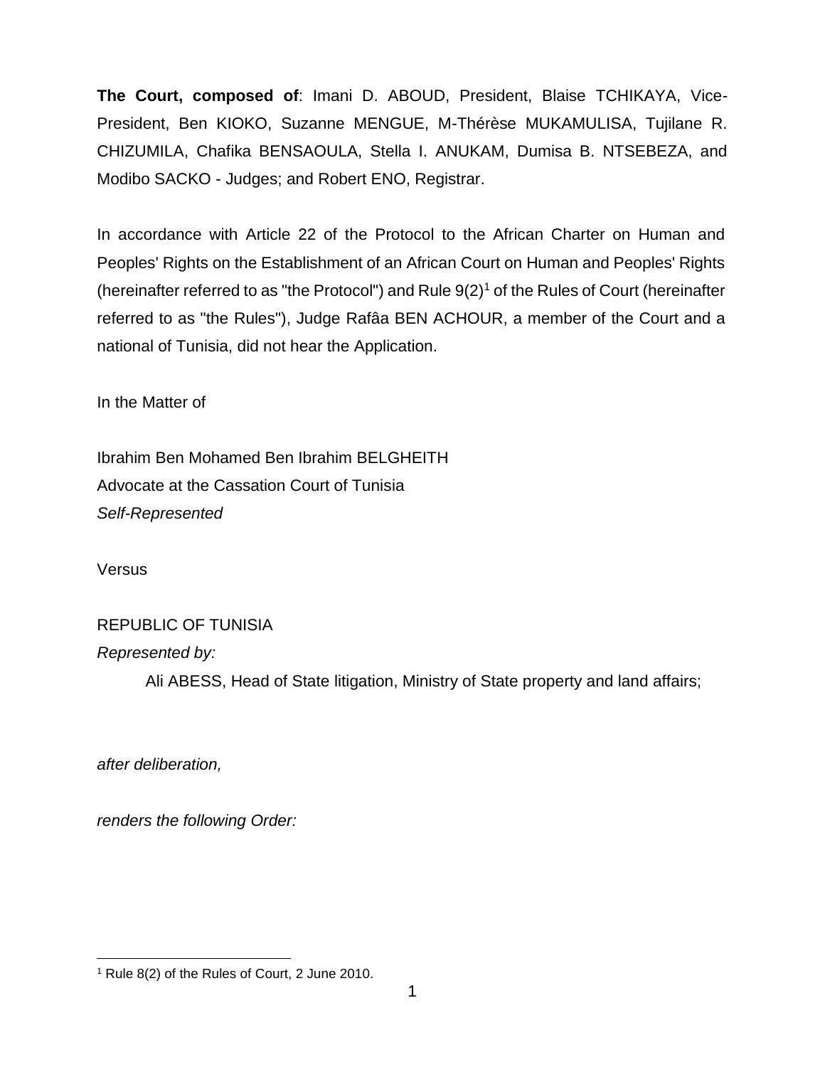**The Court, composed of**: Imani D. ABOUD, President, Blaise TCHIKAYA, Vice-President, Ben KIOKO, Suzanne MENGUE, M-Thérèse MUKAMULISA, Tujilane R. CHIZUMILA, Chafika BENSAOULA, Stella I. ANUKAM, Dumisa B. NTSEBEZA, and Modibo SACKO - Judges; and Robert ENO, Registrar.

In accordance with Article 22 of the Protocol to the African Charter on Human and Peoples' Rights on the Establishment of an African Court on Human and Peoples' Rights (hereinafter referred to as "the Protocol") and Rule 9(2)[1] of the Rules of Court (hereinafter referred to as "the Rules"), Judge Rafâa BEN ACHOUR, a member of the Court and a national of Tunisia, did not hear the Application.

In the Matter of

Ibrahim Ben Mohamed Ben Ibrahim BELGHEITH
Advocate at the Cassation Court of Tunisia
*Self-Represented*

Versus

REPUBLIC OF TUNISIA
*Represented by:*

Ali ABESS, Head of State litigation, Ministry of State property and land affairs;

*after deliberation,*

*renders the following Order:*

---

[1] Rule 8(2) of the Rules of Court, 2 June 2010.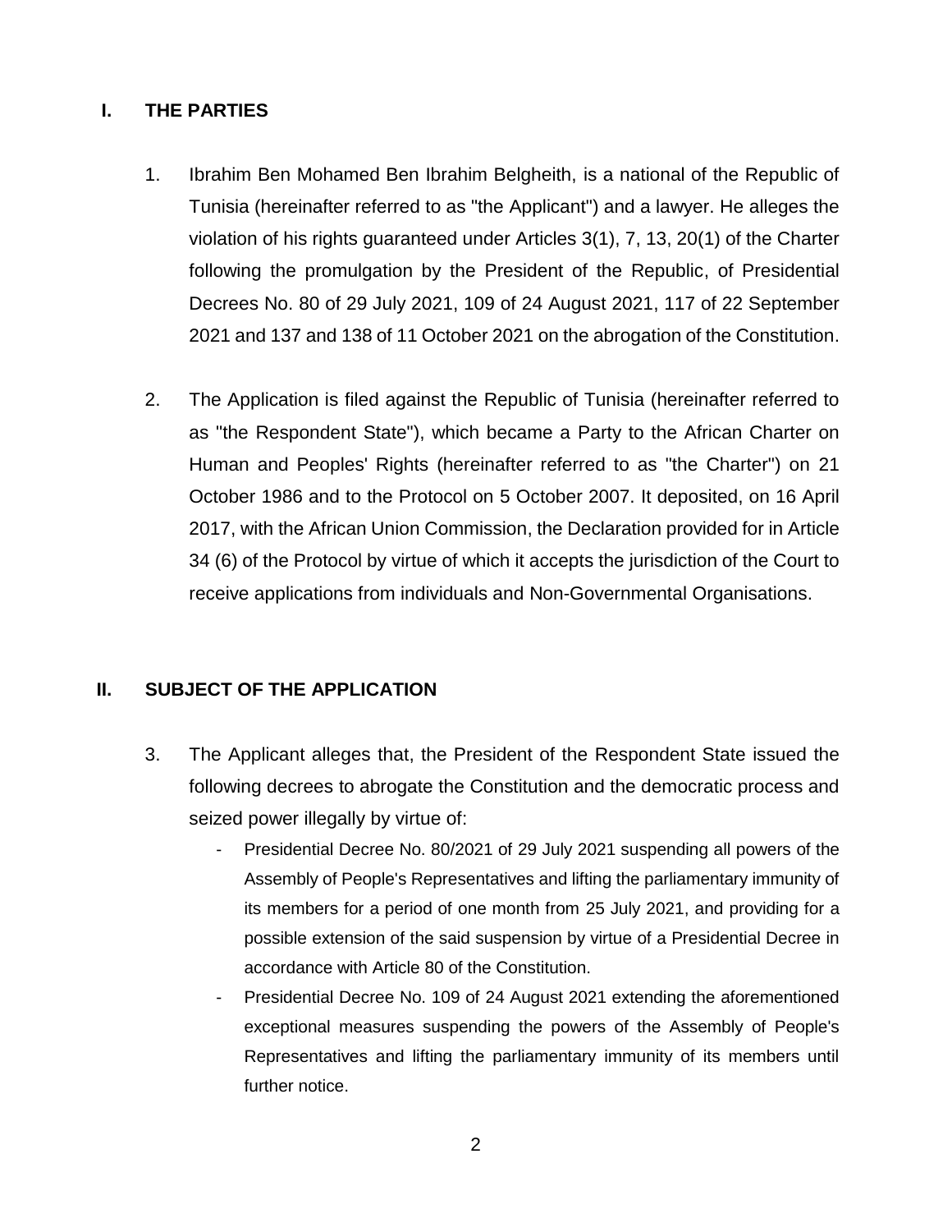## I. THE PARTIES

1. Ibrahim Ben Mohamed Ben Ibrahim Belgheith, is a national of the Republic of Tunisia (hereinafter referred to as "the Applicant") and a lawyer. He alleges the violation of his rights guaranteed under Articles 3(1), 7, 13, 20(1) of the Charter following the promulgation by the President of the Republic, of Presidential Decrees No. 80 of 29 July 2021, 109 of 24 August 2021, 117 of 22 September 2021 and 137 and 138 of 11 October 2021 on the abrogation of the Constitution.

2. The Application is filed against the Republic of Tunisia (hereinafter referred to as "the Respondent State"), which became a Party to the African Charter on Human and Peoples' Rights (hereinafter referred to as "the Charter") on 21 October 1986 and to the Protocol on 5 October 2007. It deposited, on 16 April 2017, with the African Union Commission, the Declaration provided for in Article 34 (6) of the Protocol by virtue of which it accepts the jurisdiction of the Court to receive applications from individuals and Non-Governmental Organisations.

## II. SUBJECT OF THE APPLICATION

3. The Applicant alleges that, the President of the Respondent State issued the following decrees to abrogate the Constitution and the democratic process and seized power illegally by virtue of:

   - Presidential Decree No. 80/2021 of 29 July 2021 suspending all powers of the Assembly of People's Representatives and lifting the parliamentary immunity of its members for a period of one month from 25 July 2021, and providing for a possible extension of the said suspension by virtue of a Presidential Decree in accordance with Article 80 of the Constitution.
   - Presidential Decree No. 109 of 24 August 2021 extending the aforementioned exceptional measures suspending the powers of the Assembly of People's Representatives and lifting the parliamentary immunity of its members until further notice.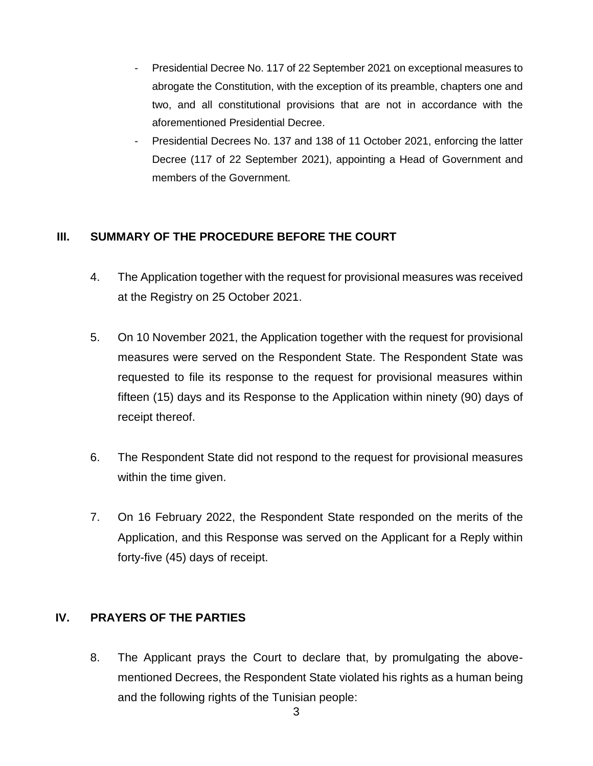- Presidential Decree No. 117 of 22 September 2021 on exceptional measures to abrogate the Constitution, with the exception of its preamble, chapters one and two, and all constitutional provisions that are not in accordance with the aforementioned Presidential Decree.
- Presidential Decrees No. 137 and 138 of 11 October 2021, enforcing the latter Decree (117 of 22 September 2021), appointing a Head of Government and members of the Government.

## III. SUMMARY OF THE PROCEDURE BEFORE THE COURT

4. The Application together with the request for provisional measures was received at the Registry on 25 October 2021.

5. On 10 November 2021, the Application together with the request for provisional measures were served on the Respondent State. The Respondent State was requested to file its response to the request for provisional measures within fifteen (15) days and its Response to the Application within ninety (90) days of receipt thereof.

6. The Respondent State did not respond to the request for provisional measures within the time given.

7. On 16 February 2022, the Respondent State responded on the merits of the Application, and this Response was served on the Applicant for a Reply within forty-five (45) days of receipt.

## IV. PRAYERS OF THE PARTIES

8. The Applicant prays the Court to declare that, by promulgating the above-mentioned Decrees, the Respondent State violated his rights as a human being and the following rights of the Tunisian people: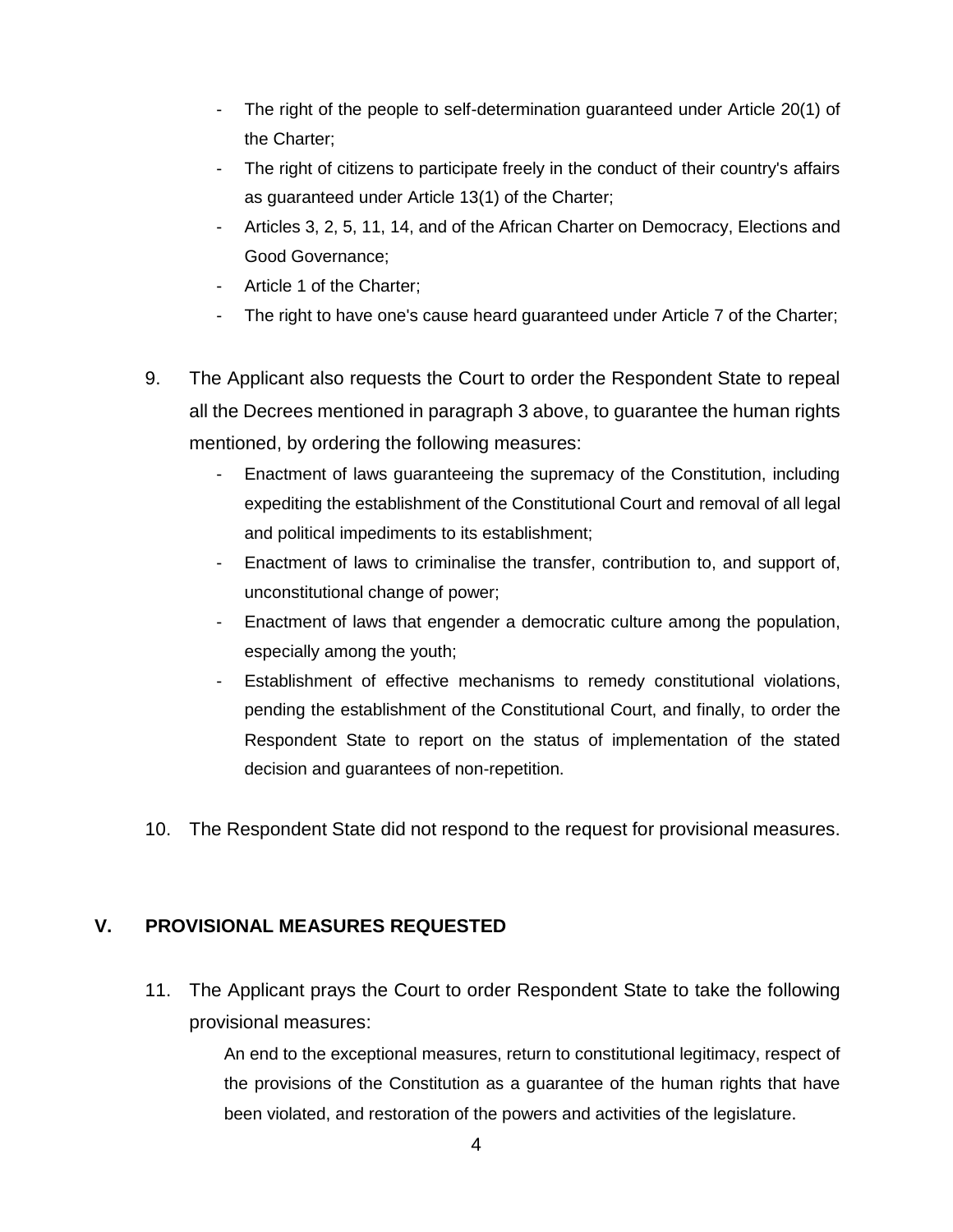- The right of the people to self-determination guaranteed under Article 20(1) of the Charter;
- The right of citizens to participate freely in the conduct of their country's affairs as guaranteed under Article 13(1) of the Charter;
- Articles 3, 2, 5, 11, 14, and of the African Charter on Democracy, Elections and Good Governance;
- Article 1 of the Charter;
- The right to have one's cause heard guaranteed under Article 7 of the Charter;

9. The Applicant also requests the Court to order the Respondent State to repeal all the Decrees mentioned in paragraph 3 above, to guarantee the human rights mentioned, by ordering the following measures:
    - Enactment of laws guaranteeing the supremacy of the Constitution, including expediting the establishment of the Constitutional Court and removal of all legal and political impediments to its establishment;
    - Enactment of laws to criminalise the transfer, contribution to, and support of, unconstitutional change of power;
    - Enactment of laws that engender a democratic culture among the population, especially among the youth;
    - Establishment of effective mechanisms to remedy constitutional violations, pending the establishment of the Constitutional Court, and finally, to order the Respondent State to report on the status of implementation of the stated decision and guarantees of non-repetition.

10. The Respondent State did not respond to the request for provisional measures.

## V. PROVISIONAL MEASURES REQUESTED

11. The Applicant prays the Court to order Respondent State to take the following provisional measures:

    An end to the exceptional measures, return to constitutional legitimacy, respect of the provisions of the Constitution as a guarantee of the human rights that have been violated, and restoration of the powers and activities of the legislature.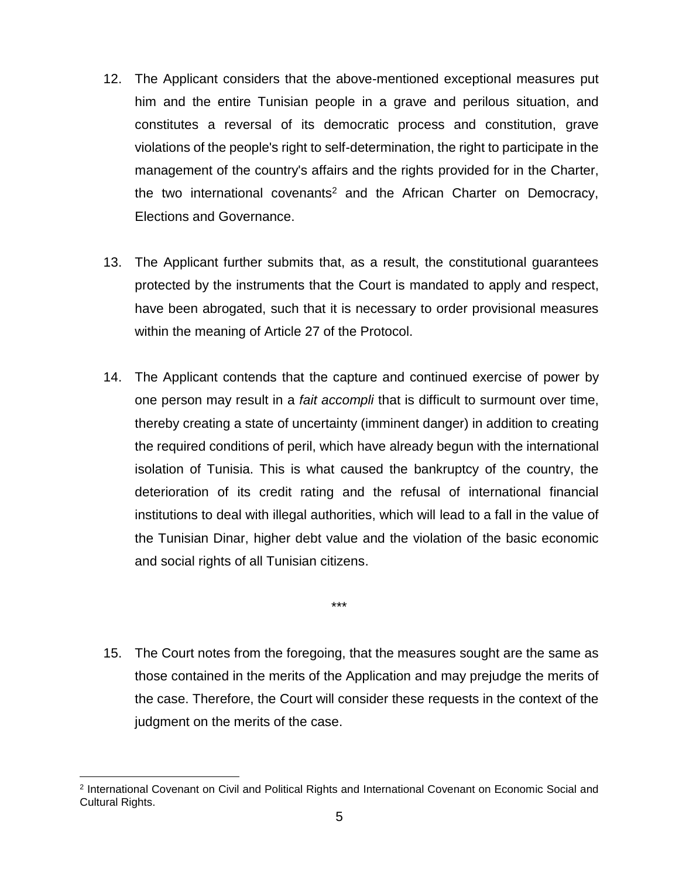12. The Applicant considers that the above-mentioned exceptional measures put him and the entire Tunisian people in a grave and perilous situation, and constitutes a reversal of its democratic process and constitution, grave violations of the people's right to self-determination, the right to participate in the management of the country's affairs and the rights provided for in the Charter, the two international covenants[2] and the African Charter on Democracy, Elections and Governance.

13. The Applicant further submits that, as a result, the constitutional guarantees protected by the instruments that the Court is mandated to apply and respect, have been abrogated, such that it is necessary to order provisional measures within the meaning of Article 27 of the Protocol.

14. The Applicant contends that the capture and continued exercise of power by one person may result in a *fait accompli* that is difficult to surmount over time, thereby creating a state of uncertainty (imminent danger) in addition to creating the required conditions of peril, which have already begun with the international isolation of Tunisia. This is what caused the bankruptcy of the country, the deterioration of its credit rating and the refusal of international financial institutions to deal with illegal authorities, which will lead to a fall in the value of the Tunisian Dinar, higher debt value and the violation of the basic economic and social rights of all Tunisian citizens.

\*\*\*

15. The Court notes from the foregoing, that the measures sought are the same as those contained in the merits of the Application and may prejudge the merits of the case. Therefore, the Court will consider these requests in the context of the judgment on the merits of the case.

---

[2] International Covenant on Civil and Political Rights and International Covenant on Economic Social and Cultural Rights.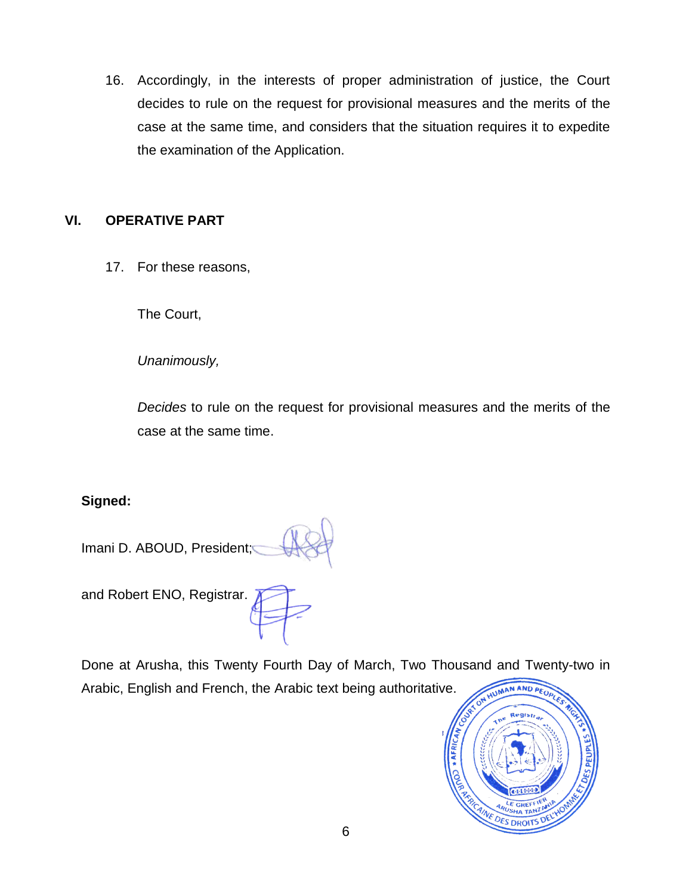16. Accordingly, in the interests of proper administration of justice, the Court decides to rule on the request for provisional measures and the merits of the case at the same time, and considers that the situation requires it to expedite the examination of the Application.

## VI. OPERATIVE PART

17. For these reasons,

The Court,

*Unanimously,*

*Decides* to rule on the request for provisional measures and the merits of the case at the same time.

**Signed:**

Imani D. ABOUD, President;

and Robert ENO, Registrar.

Done at Arusha, this Twenty Fourth Day of March, Two Thousand and Twenty-two in Arabic, English and French, the Arabic text being authoritative.